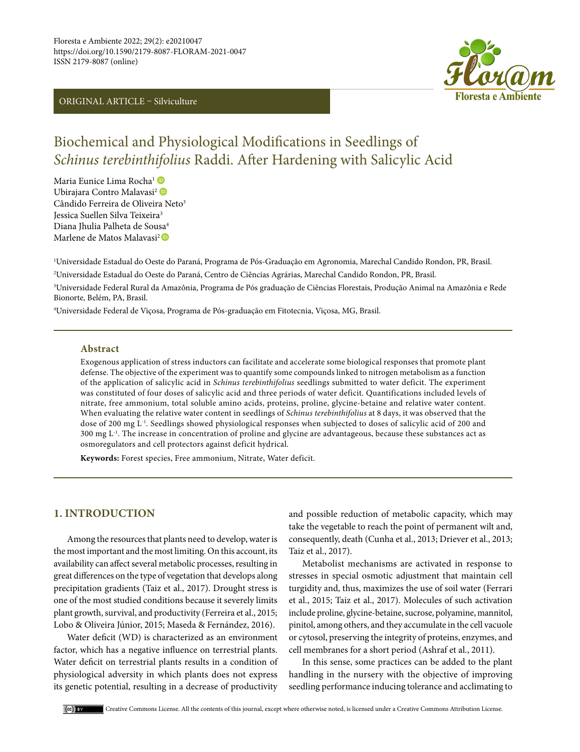ORIGINAL ARTICLE – Silviculture

# Biochemical and Physiological Modifications in Seedlings of *Schinus terebinthifolius* Raddi. After Hardening with Salicylic Acid

Maria Eunice Lima Rocha[1]
Ubirajara Contro Malavasi[2]
Cândido Ferreira de Oliveira Neto[3]
Jessica Suellen Silva Teixeira[3]
Diana Jhulia Palheta de Sousa[4]
Marlene de Matos Malavasi[2]

[1]Universidade Estadual do Oeste do Paraná, Programa de Pós-Graduação em Agronomia, Marechal Candido Rondon, PR, Brasil.

[2]Universidade Estadual do Oeste do Paraná, Centro de Ciências Agrárias, Marechal Candido Rondon, PR, Brasil.

[3]Universidade Federal Rural da Amazônia, Programa de Pós graduação de Ciências Florestais, Produção Animal na Amazônia e Rede Bionorte, Belém, PA, Brasil.

[4]Universidade Federal de Viçosa, Programa de Pós-graduação em Fitotecnia, Viçosa, MG, Brasil.

## Abstract

Exogenous application of stress inductors can facilitate and accelerate some biological responses that promote plant defense. The objective of the experiment was to quantify some compounds linked to nitrogen metabolism as a function of the application of salicylic acid in *Schinus terebinthifolius* seedlings submitted to water deficit. The experiment was constituted of four doses of salicylic acid and three periods of water deficit. Quantifications included levels of nitrate, free ammonium, total soluble amino acids, proteins, proline, glycine-betaine and relative water content. When evaluating the relative water content in seedlings of *Schinus terebinthifolius* at 8 days, it was observed that the dose of 200 mg $L^{-1}$. Seedlings showed physiological responses when subjected to doses of salicylic acid of 200 and 300 mg $L^{-1}$. The increase in concentration of proline and glycine are advantageous, because these substances act as osmoregulators and cell protectors against deficit hydrical.

**Keywords:** Forest species, Free ammonium, Nitrate, Water deficit.

## 1. INTRODUCTION

Among the resources that plants need to develop, water is the most important and the most limiting. On this account, its availability can affect several metabolic processes, resulting in great differences on the type of vegetation that develops along precipitation gradients (Taiz et al., 2017). Drought stress is one of the most studied conditions because it severely limits plant growth, survival, and productivity (Ferreira et al., 2015; Lobo & Oliveira Júnior, 2015; Maseda & Fernández, 2016).

Water deficit (WD) is characterized as an environment factor, which has a negative influence on terrestrial plants. Water deficit on terrestrial plants results in a condition of physiological adversity in which plants does not express its genetic potential, resulting in a decrease of productivity and possible reduction of metabolic capacity, which may take the vegetable to reach the point of permanent wilt and, consequently, death (Cunha et al., 2013; Driever et al., 2013; Taiz et al., 2017).

Metabolist mechanisms are activated in response to stresses in special osmotic adjustment that maintain cell turgidity and, thus, maximizes the use of soil water (Ferrari et al., 2015; Taiz et al., 2017). Molecules of such activation include proline, glycine-betaine, sucrose, polyamine, mannitol, pinitol, among others, and they accumulate in the cell vacuole or cytosol, preserving the integrity of proteins, enzymes, and cell membranes for a short period (Ashraf et al., 2011).

In this sense, some practices can be added to the plant handling in the nursery with the objective of improving seedling performance inducing tolerance and acclimating to

Creative Commons License. All the contents of this journal, except where otherwise noted, is licensed under a Creative Commons Attribution License.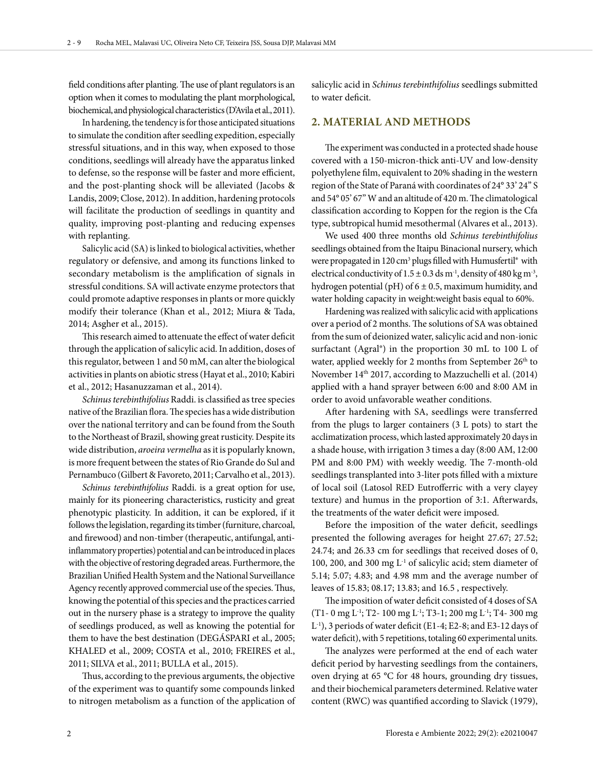field conditions after planting. The use of plant regulators is an option when it comes to modulating the plant morphological, biochemical, and physiological characteristics (D'Avila et al., 2011).

In hardening, the tendency is for those anticipated situations to simulate the condition after seedling expedition, especially stressful situations, and in this way, when exposed to those conditions, seedlings will already have the apparatus linked to defense, so the response will be faster and more efficient, and the post-planting shock will be alleviated (Jacobs & Landis, 2009; Close, 2012). In addition, hardening protocols will facilitate the production of seedlings in quantity and quality, improving post-planting and reducing expenses with replanting.

Salicylic acid (SA) is linked to biological activities, whether regulatory or defensive, and among its functions linked to secondary metabolism is the amplification of signals in stressful conditions. SA will activate enzyme protectors that could promote adaptive responses in plants or more quickly modify their tolerance (Khan et al., 2012; Miura & Tada, 2014; Asgher et al., 2015).

This research aimed to attenuate the effect of water deficit through the application of salicylic acid. In addition, doses of this regulator, between 1 and 50 mM, can alter the biological activities in plants on abiotic stress (Hayat et al., 2010; Kabiri et al., 2012; Hasanuzzaman et al., 2014).

*Schinus terebinthifolius* Raddi. is classified as tree species native of the Brazilian flora. The species has a wide distribution over the national territory and can be found from the South to the Northeast of Brazil, showing great rusticity. Despite its wide distribution, *aroeira vermelha* as it is popularly known, is more frequent between the states of Rio Grande do Sul and Pernambuco (Gilbert & Favoreto, 2011; Carvalho et al., 2013).

*Schinus terebinthifolius* Raddi. is a great option for use, mainly for its pioneering characteristics, rusticity and great phenotypic plasticity. In addition, it can be explored, if it follows the legislation, regarding its timber (furniture, charcoal, and firewood) and non-timber (therapeutic, antifungal, anti-inflammatory properties) potential and can be introduced in places with the objective of restoring degraded areas. Furthermore, the Brazilian Unified Health System and the National Surveillance Agency recently approved commercial use of the species. Thus, knowing the potential of this species and the practices carried out in the nursery phase is a strategy to improve the quality of seedlings produced, as well as knowing the potential for them to have the best destination (DEGÁSPARI et al., 2005; KHALED et al., 2009; COSTA et al., 2010; FREIRES et al., 2011; SILVA et al., 2011; BULLA et al., 2015).

Thus, according to the previous arguments, the objective of the experiment was to quantify some compounds linked to nitrogen metabolism as a function of the application of salicylic acid in *Schinus terebinthifolius* seedlings submitted to water deficit.

## 2. MATERIAL AND METHODS

The experiment was conducted in a protected shade house covered with a 150-micron-thick anti-UV and low-density polyethylene film, equivalent to 20% shading in the western region of the State of Paraná with coordinates of 24° 33' 24" S and 54° 05' 67" W and an altitude of 420 m. The climatological classification according to Koppen for the region is the Cfa type, subtropical humid mesothermal (Alvares et al., 2013).

We used 400 three months old *Schinus terebinthifolius* seedlings obtained from the Itaipu Binacional nursery, which were propagated in 120 $cm^3$ plugs filled with Humusfertil® with electrical conductivity of $1.5 \pm 0.3$ ds $m^{-1}$, density of 480 kg $m^{-3}$, hydrogen potential (pH) of $6 \pm 0.5$, maximum humidity, and water holding capacity in weight:weight basis equal to 60%.

Hardening was realized with salicylic acid with applications over a period of 2 months. The solutions of SA was obtained from the sum of deionized water, salicylic acid and non-ionic surfactant (Agral®) in the proportion 30 mL to 100 L of water, applied weekly for 2 months from September 26th to November 14th 2017, according to Mazzuchelli et al. (2014) applied with a hand sprayer between 6:00 and 8:00 AM in order to avoid unfavorable weather conditions.

After hardening with SA, seedlings were transferred from the plugs to larger containers (3 L pots) to start the acclimatization process, which lasted approximately 20 days in a shade house, with irrigation 3 times a day (8:00 AM, 12:00 PM and 8:00 PM) with weekly weedig. The 7-month-old seedlings transplanted into 3-liter pots filled with a mixture of local soil (Latosol RED Eutrofferric with a very clayey texture) and humus in the proportion of 3:1. Afterwards, the treatments of the water deficit were imposed.

Before the imposition of the water deficit, seedlings presented the following averages for height 27.67; 27.52; 24.74; and 26.33 cm for seedlings that received doses of 0, 100, 200, and 300 mg $L^{-1}$ of salicylic acid; stem diameter of 5.14; 5.07; 4.83; and 4.98 mm and the average number of leaves of 15.83; 08.17; 13.83; and 16.5 , respectively.

The imposition of water deficit consisted of 4 doses of SA (T1- 0 mg $L^{-1}$; T2- 100 mg $L^{-1}$; T3-1; 200 mg $L^{-1}$; T4- 300 mg $L^{-1}$), 3 periods of water deficit (E1-4; E2-8; and E3-12 days of water deficit), with 5 repetitions, totaling 60 experimental units.

The analyzes were performed at the end of each water deficit period by harvesting seedlings from the containers, oven drying at 65 °C for 48 hours, grounding dry tissues, and their biochemical parameters determined. Relative water content (RWC) was quantified according to Slavick (1979),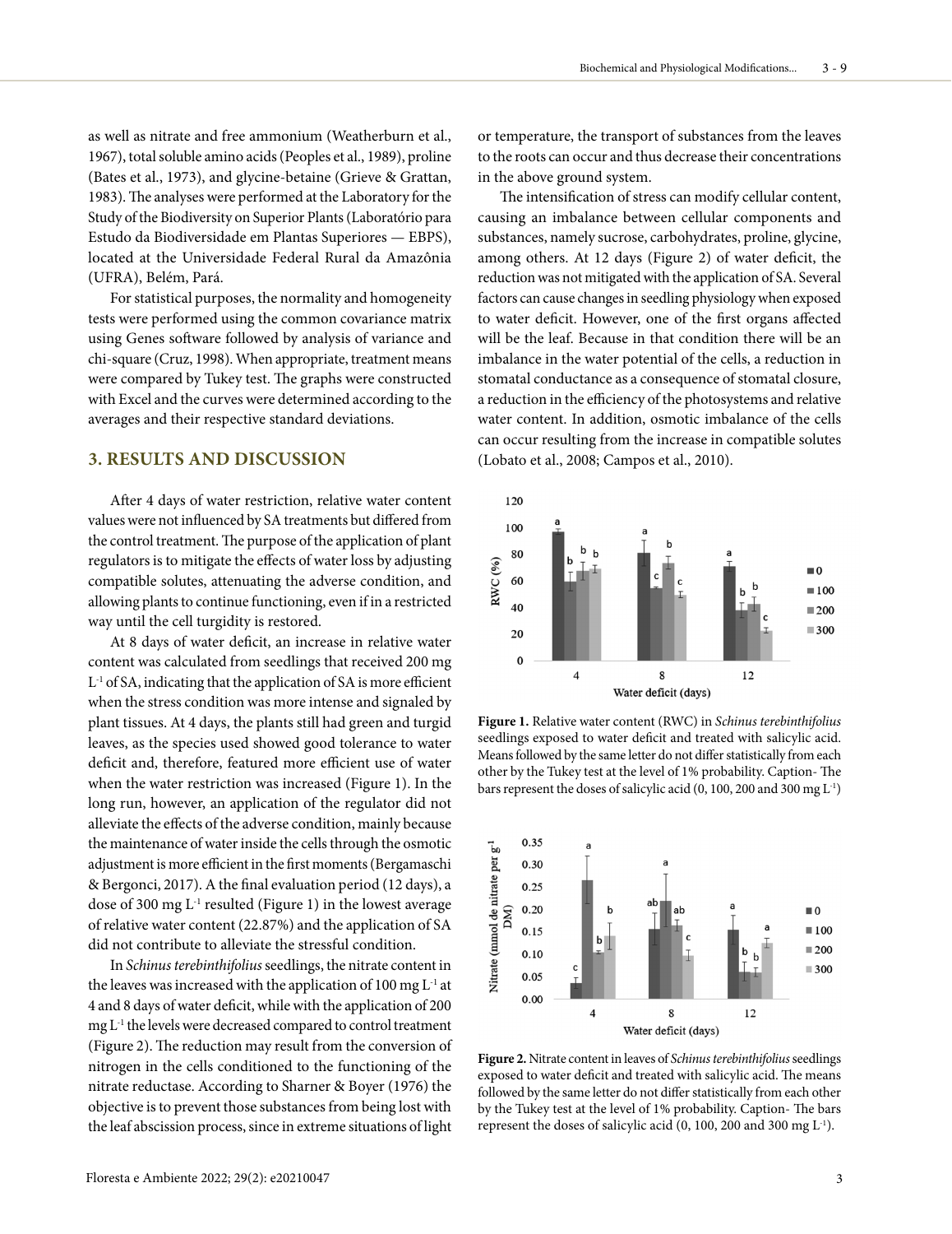as well as nitrate and free ammonium (Weatherburn et al., 1967), total soluble amino acids (Peoples et al., 1989), proline (Bates et al., 1973), and glycine-betaine (Grieve & Grattan, 1983). The analyses were performed at the Laboratory for the Study of the Biodiversity on Superior Plants (Laboratório para Estudo da Biodiversidade em Plantas Superiores — EBPS), located at the Universidade Federal Rural da Amazônia (UFRA), Belém, Pará.

For statistical purposes, the normality and homogeneity tests were performed using the common covariance matrix using Genes software followed by analysis of variance and chi-square (Cruz, 1998). When appropriate, treatment means were compared by Tukey test. The graphs were constructed with Excel and the curves were determined according to the averages and their respective standard deviations.

## 3. RESULTS AND DISCUSSION

After 4 days of water restriction, relative water content values were not influenced by SA treatments but differed from the control treatment. The purpose of the application of plant regulators is to mitigate the effects of water loss by adjusting compatible solutes, attenuating the adverse condition, and allowing plants to continue functioning, even if in a restricted way until the cell turgidity is restored.

At 8 days of water deficit, an increase in relative water content was calculated from seedlings that received 200 mg $L^{-1}$ of SA, indicating that the application of SA is more efficient when the stress condition was more intense and signaled by plant tissues. At 4 days, the plants still had green and turgid leaves, as the species used showed good tolerance to water deficit and, therefore, featured more efficient use of water when the water restriction was increased (Figure 1). In the long run, however, an application of the regulator did not alleviate the effects of the adverse condition, mainly because the maintenance of water inside the cells through the osmotic adjustment is more efficient in the first moments (Bergamaschi & Bergonci, 2017). A the final evaluation period (12 days), a dose of 300 mg $L^{-1}$ resulted (Figure 1) in the lowest average of relative water content (22.87%) and the application of SA did not contribute to alleviate the stressful condition.

In *Schinus terebinthifolius* seedlings, the nitrate content in the leaves was increased with the application of 100 mg $L^{-1}$ at 4 and 8 days of water deficit, while with the application of 200 mg $L^{-1}$ the levels were decreased compared to control treatment (Figure 2). The reduction may result from the conversion of nitrogen in the cells conditioned to the functioning of the nitrate reductase. According to Sharner & Boyer (1976) the objective is to prevent those substances from being lost with the leaf abscission process, since in extreme situations of light or temperature, the transport of substances from the leaves to the roots can occur and thus decrease their concentrations in the above ground system.

The intensification of stress can modify cellular content, causing an imbalance between cellular components and substances, namely sucrose, carbohydrates, proline, glycine, among others. At 12 days (Figure 2) of water deficit, the reduction was not mitigated with the application of SA. Several factors can cause changes in seedling physiology when exposed to water deficit. However, one of the first organs affected will be the leaf. Because in that condition there will be an imbalance in the water potential of the cells, a reduction in stomatal conductance as a consequence of stomatal closure, a reduction in the efficiency of the photosystems and relative water content. In addition, osmotic imbalance of the cells can occur resulting from the increase in compatible solutes (Lobato et al., 2008; Campos et al., 2010).

**Figure 1.** Relative water content (RWC) in *Schinus terebinthifolius* seedlings exposed to water deficit and treated with salicylic acid. Means followed by the same letter do not differ statistically from each other by the Tukey test at the level of 1% probability. Caption- The bars represent the doses of salicylic acid (0, 100, 200 and 300 mg $L^{-1}$)

**Figure 2.** Nitrate content in leaves of *Schinus terebinthifolius* seedlings exposed to water deficit and treated with salicylic acid. The means followed by the same letter do not differ statistically from each other by the Tukey test at the level of 1% probability. Caption- The bars represent the doses of salicylic acid (0, 100, 200 and 300 mg $L^{-1}$).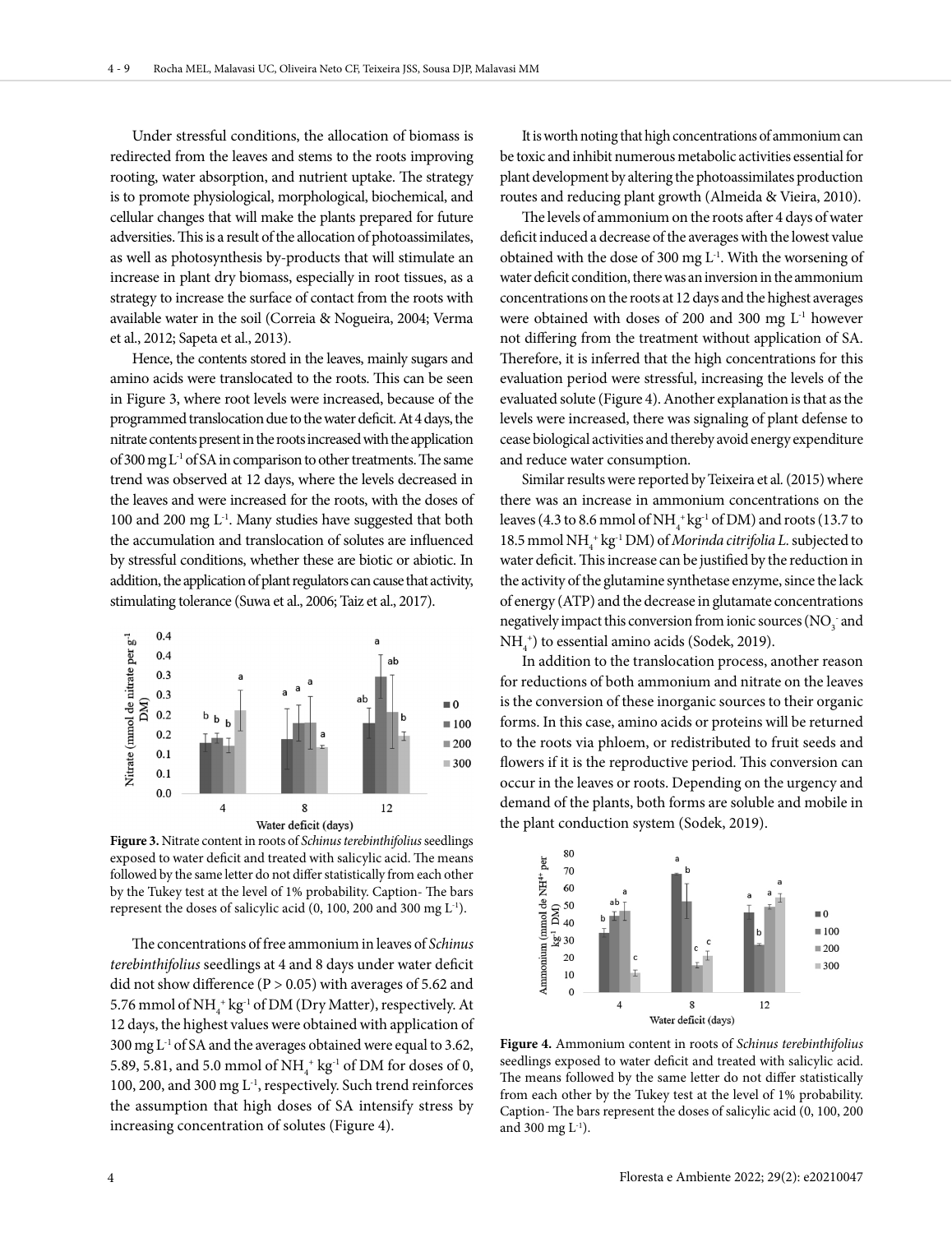Under stressful conditions, the allocation of biomass is redirected from the leaves and stems to the roots improving rooting, water absorption, and nutrient uptake. The strategy is to promote physiological, morphological, biochemical, and cellular changes that will make the plants prepared for future adversities. This is a result of the allocation of photoassimilates, as well as photosynthesis by-products that will stimulate an increase in plant dry biomass, especially in root tissues, as a strategy to increase the surface of contact from the roots with available water in the soil (Correia & Nogueira, 2004; Verma et al., 2012; Sapeta et al., 2013).

Hence, the contents stored in the leaves, mainly sugars and amino acids were translocated to the roots. This can be seen in Figure 3, where root levels were increased, because of the programmed translocation due to the water deficit. At 4 days, the nitrate contents present in the roots increased with the application of 300 mg L$^{-1}$ of SA in comparison to other treatments. The same trend was observed at 12 days, where the levels decreased in the leaves and were increased for the roots, with the doses of 100 and 200 mg L$^{-1}$. Many studies have suggested that both the accumulation and translocation of solutes are influenced by stressful conditions, whether these are biotic or abiotic. In addition, the application of plant regulators can cause that activity, stimulating tolerance (Suwa et al., 2006; Taiz et al., 2017).

**Figure 3.** Nitrate content in roots of *Schinus terebinthifolius* seedlings exposed to water deficit and treated with salicylic acid. The means followed by the same letter do not differ statistically from each other by the Tukey test at the level of 1% probability. Caption- The bars represent the doses of salicylic acid (0, 100, 200 and 300 mg L$^{-1}$).

The concentrations of free ammonium in leaves of *Schinus terebinthifolius* seedlings at 4 and 8 days under water deficit did not show difference ($P > 0.05$) with averages of 5.62 and 5.76 mmol of $NH_4^+$ kg$^{-1}$ of DM (Dry Matter), respectively. At 12 days, the highest values were obtained with application of 300 mg L$^{-1}$ of SA and the averages obtained were equal to 3.62, 5.89, 5.81, and 5.0 mmol of $NH_4^+$ kg$^{-1}$ of DM for doses of 0, 100, 200, and 300 mg L$^{-1}$, respectively. Such trend reinforces the assumption that high doses of SA intensify stress by increasing concentration of solutes (Figure 4).

It is worth noting that high concentrations of ammonium can be toxic and inhibit numerous metabolic activities essential for plant development by altering the photoassimilates production routes and reducing plant growth (Almeida & Vieira, 2010).

The levels of ammonium on the roots after 4 days of water deficit induced a decrease of the averages with the lowest value obtained with the dose of 300 mg L$^{-1}$. With the worsening of water deficit condition, there was an inversion in the ammonium concentrations on the roots at 12 days and the highest averages were obtained with doses of 200 and 300 mg L$^{-1}$ however not differing from the treatment without application of SA. Therefore, it is inferred that the high concentrations for this evaluation period were stressful, increasing the levels of the evaluated solute (Figure 4). Another explanation is that as the levels were increased, there was signaling of plant defense to cease biological activities and thereby avoid energy expenditure and reduce water consumption.

Similar results were reported by Teixeira et al. (2015) where there was an increase in ammonium concentrations on the leaves (4.3 to 8.6 mmol of $NH_4^+$ kg$^{-1}$ of DM) and roots (13.7 to 18.5 mmol $NH_4^+$ kg$^{-1}$ DM) of *Morinda citrifolia L.* subjected to water deficit. This increase can be justified by the reduction in the activity of the glutamine synthetase enzyme, since the lack of energy (ATP) and the decrease in glutamate concentrations negatively impact this conversion from ionic sources ($NO_3^-$ and $NH_4^+$) to essential amino acids (Sodek, 2019).

In addition to the translocation process, another reason for reductions of both ammonium and nitrate on the leaves is the conversion of these inorganic sources to their organic forms. In this case, amino acids or proteins will be returned to the roots via phloem, or redistributed to fruit seeds and flowers if it is the reproductive period. This conversion can occur in the leaves or roots. Depending on the urgency and demand of the plants, both forms are soluble and mobile in the plant conduction system (Sodek, 2019).

**Figure 4.** Ammonium content in roots of *Schinus terebinthifolius* seedlings exposed to water deficit and treated with salicylic acid. The means followed by the same letter do not differ statistically from each other by the Tukey test at the level of 1% probability. Caption- The bars represent the doses of salicylic acid (0, 100, 200 and 300 mg L$^{-1}$).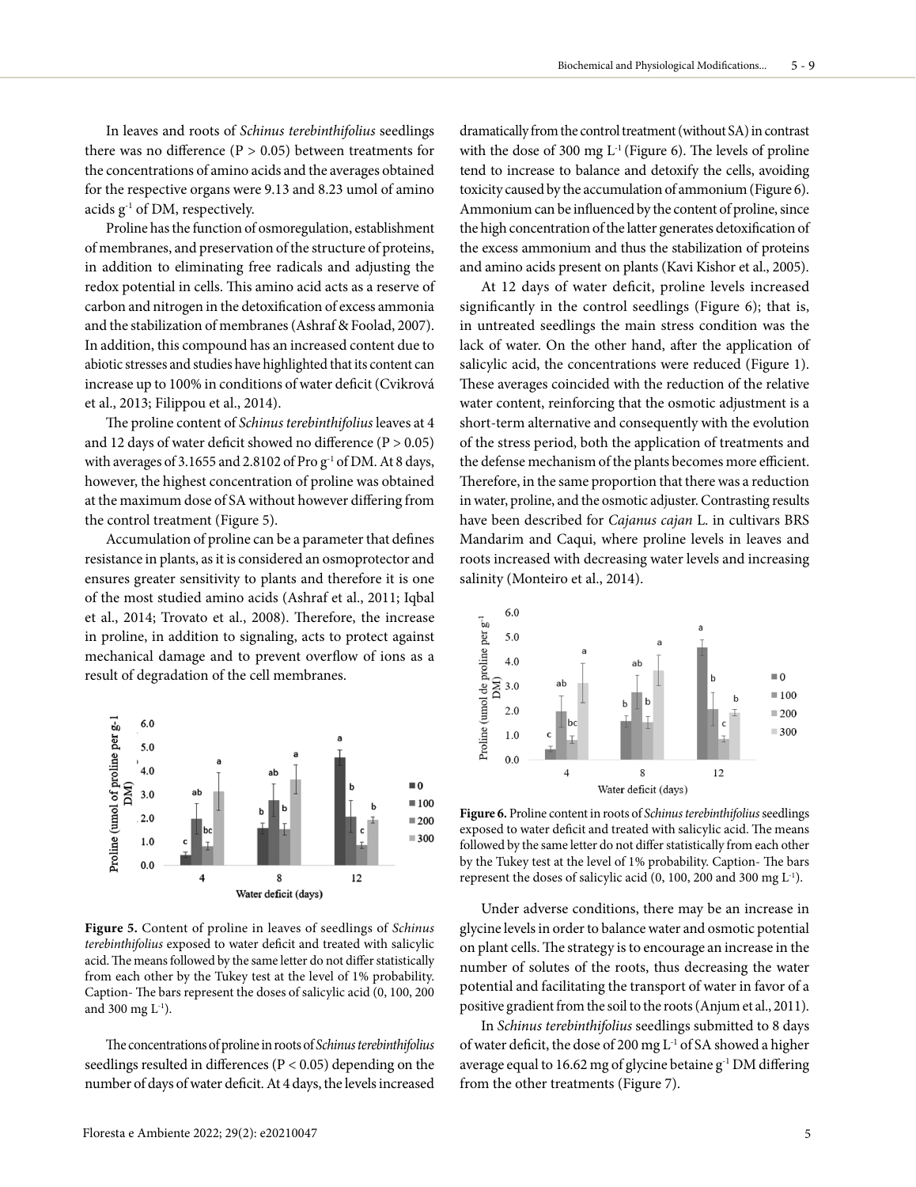In leaves and roots of *Schinus terebinthifolius* seedlings there was no difference ($P > 0.05$) between treatments for the concentrations of amino acids and the averages obtained for the respective organs were 9.13 and 8.23 umol of amino acids $g^{-1}$ of DM, respectively.

Proline has the function of osmoregulation, establishment of membranes, and preservation of the structure of proteins, in addition to eliminating free radicals and adjusting the redox potential in cells. This amino acid acts as a reserve of carbon and nitrogen in the detoxification of excess ammonia and the stabilization of membranes (Ashraf & Foolad, 2007). In addition, this compound has an increased content due to abiotic stresses and studies have highlighted that its content can increase up to 100% in conditions of water deficit (Cvikrová et al., 2013; Filippou et al., 2014).

The proline content of *Schinus terebinthifolius* leaves at 4 and 12 days of water deficit showed no difference ($P > 0.05$) with averages of 3.1655 and 2.8102 of Pro $g^{-1}$ of DM. At 8 days, however, the highest concentration of proline was obtained at the maximum dose of SA without however differing from the control treatment (Figure 5).

Accumulation of proline can be a parameter that defines resistance in plants, as it is considered an osmoprotector and ensures greater sensitivity to plants and therefore it is one of the most studied amino acids (Ashraf et al., 2011; Iqbal et al., 2014; Trovato et al., 2008). Therefore, the increase in proline, in addition to signaling, acts to protect against mechanical damage and to prevent overflow of ions as a result of degradation of the cell membranes.

**Figure 5.** Content of proline in leaves of seedlings of *Schinus terebinthifolius* exposed to water deficit and treated with salicylic acid. The means followed by the same letter do not differ statistically from each other by the Tukey test at the level of 1% probability. Caption- The bars represent the doses of salicylic acid (0, 100, 200 and 300 mg $L^{-1}$).

The concentrations of proline in roots of *Schinus terebinthifolius* seedlings resulted in differences ($P < 0.05$) depending on the number of days of water deficit. At 4 days, the levels increased dramatically from the control treatment (without SA) in contrast with the dose of 300 mg $L^{-1}$ (Figure 6). The levels of proline tend to increase to balance and detoxify the cells, avoiding toxicity caused by the accumulation of ammonium (Figure 6). Ammonium can be influenced by the content of proline, since the high concentration of the latter generates detoxification of the excess ammonium and thus the stabilization of proteins and amino acids present on plants (Kavi Kishor et al., 2005).

At 12 days of water deficit, proline levels increased significantly in the control seedlings (Figure 6); that is, in untreated seedlings the main stress condition was the lack of water. On the other hand, after the application of salicylic acid, the concentrations were reduced (Figure 1). These averages coincided with the reduction of the relative water content, reinforcing that the osmotic adjustment is a short-term alternative and consequently with the evolution of the stress period, both the application of treatments and the defense mechanism of the plants becomes more efficient. Therefore, in the same proportion that there was a reduction in water, proline, and the osmotic adjuster. Contrasting results have been described for *Cajanus cajan* L. in cultivars BRS Mandarim and Caqui, where proline levels in leaves and roots increased with decreasing water levels and increasing salinity (Monteiro et al., 2014).

**Figure 6.** Proline content in roots of *Schinus terebinthifolius* seedlings exposed to water deficit and treated with salicylic acid. The means followed by the same letter do not differ statistically from each other by the Tukey test at the level of 1% probability. Caption- The bars represent the doses of salicylic acid (0, 100, 200 and 300 mg $L^{-1}$).

Under adverse conditions, there may be an increase in glycine levels in order to balance water and osmotic potential on plant cells. The strategy is to encourage an increase in the number of solutes of the roots, thus decreasing the water potential and facilitating the transport of water in favor of a positive gradient from the soil to the roots (Anjum et al., 2011).

In *Schinus terebinthifolius* seedlings submitted to 8 days of water deficit, the dose of 200 mg $L^{-1}$ of SA showed a higher average equal to 16.62 mg of glycine betaine $g^{-1}$ DM differing from the other treatments (Figure 7).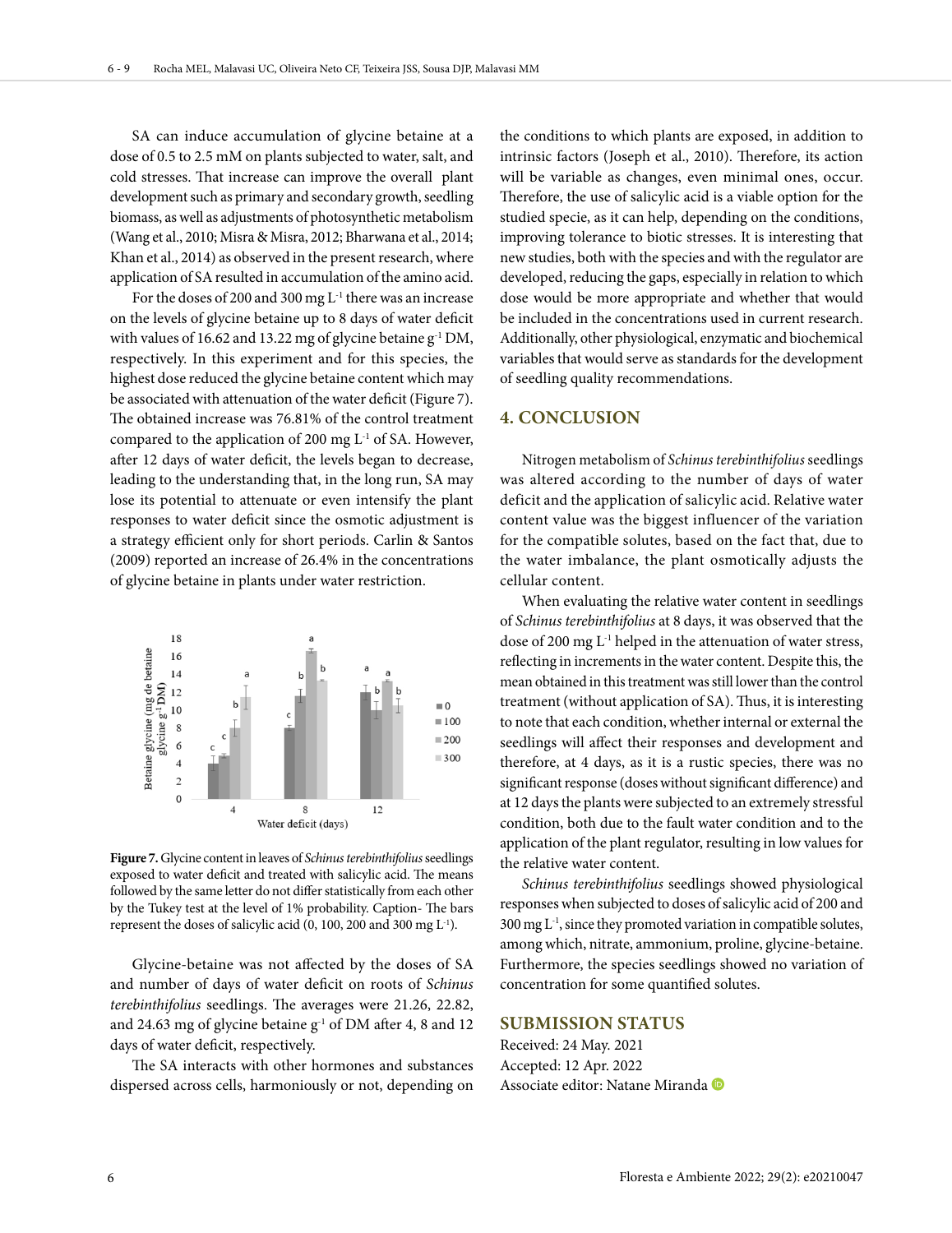SA can induce accumulation of glycine betaine at a dose of 0.5 to 2.5 mM on plants subjected to water, salt, and cold stresses. That increase can improve the overall plant development such as primary and secondary growth, seedling biomass, as well as adjustments of photosynthetic metabolism (Wang et al., 2010; Misra & Misra, 2012; Bharwana et al., 2014; Khan et al., 2014) as observed in the present research, where application of SA resulted in accumulation of the amino acid.

For the doses of 200 and 300 mg $L^{-1}$ there was an increase on the levels of glycine betaine up to 8 days of water deficit with values of 16.62 and 13.22 mg of glycine betaine $g^{-1}$ DM, respectively. In this experiment and for this species, the highest dose reduced the glycine betaine content which may be associated with attenuation of the water deficit (Figure 7). The obtained increase was 76.81% of the control treatment compared to the application of 200 mg $L^{-1}$ of SA. However, after 12 days of water deficit, the levels began to decrease, leading to the understanding that, in the long run, SA may lose its potential to attenuate or even intensify the plant responses to water deficit since the osmotic adjustment is a strategy efficient only for short periods. Carlin & Santos (2009) reported an increase of 26.4% in the concentrations of glycine betaine in plants under water restriction.

**Figure 7.** Glycine content in leaves of *Schinus terebinthifolius* seedlings exposed to water deficit and treated with salicylic acid. The means followed by the same letter do not differ statistically from each other by the Tukey test at the level of 1% probability. Caption- The bars represent the doses of salicylic acid (0, 100, 200 and 300 mg $L^{-1}$).

Glycine-betaine was not affected by the doses of SA and number of days of water deficit on roots of *Schinus terebinthifolius* seedlings. The averages were 21.26, 22.82, and 24.63 mg of glycine betaine $g^{-1}$ of DM after 4, 8 and 12 days of water deficit, respectively.

The SA interacts with other hormones and substances dispersed across cells, harmoniously or not, depending on the conditions to which plants are exposed, in addition to intrinsic factors (Joseph et al., 2010). Therefore, its action will be variable as changes, even minimal ones, occur. Therefore, the use of salicylic acid is a viable option for the studied specie, as it can help, depending on the conditions, improving tolerance to biotic stresses. It is interesting that new studies, both with the species and with the regulator are developed, reducing the gaps, especially in relation to which dose would be more appropriate and whether that would be included in the concentrations used in current research. Additionally, other physiological, enzymatic and biochemical variables that would serve as standards for the development of seedling quality recommendations.

## 4. CONCLUSION

Nitrogen metabolism of *Schinus terebinthifolius* seedlings was altered according to the number of days of water deficit and the application of salicylic acid. Relative water content value was the biggest influencer of the variation for the compatible solutes, based on the fact that, due to the water imbalance, the plant osmotically adjusts the cellular content.

When evaluating the relative water content in seedlings of *Schinus terebinthifolius* at 8 days, it was observed that the dose of 200 mg $L^{-1}$ helped in the attenuation of water stress, reflecting in increments in the water content. Despite this, the mean obtained in this treatment was still lower than the control treatment (without application of SA). Thus, it is interesting to note that each condition, whether internal or external the seedlings will affect their responses and development and therefore, at 4 days, as it is a rustic species, there was no significant response (doses without significant difference) and at 12 days the plants were subjected to an extremely stressful condition, both due to the fault water condition and to the application of the plant regulator, resulting in low values for the relative water content.

*Schinus terebinthifolius* seedlings showed physiological responses when subjected to doses of salicylic acid of 200 and 300 mg $L^{-1}$, since they promoted variation in compatible solutes, among which, nitrate, ammonium, proline, glycine-betaine. Furthermore, the species seedlings showed no variation of concentration for some quantified solutes.

## SUBMISSION STATUS

Received: 24 May. 2021
Accepted: 12 Apr. 2022
Associate editor: Natane Miranda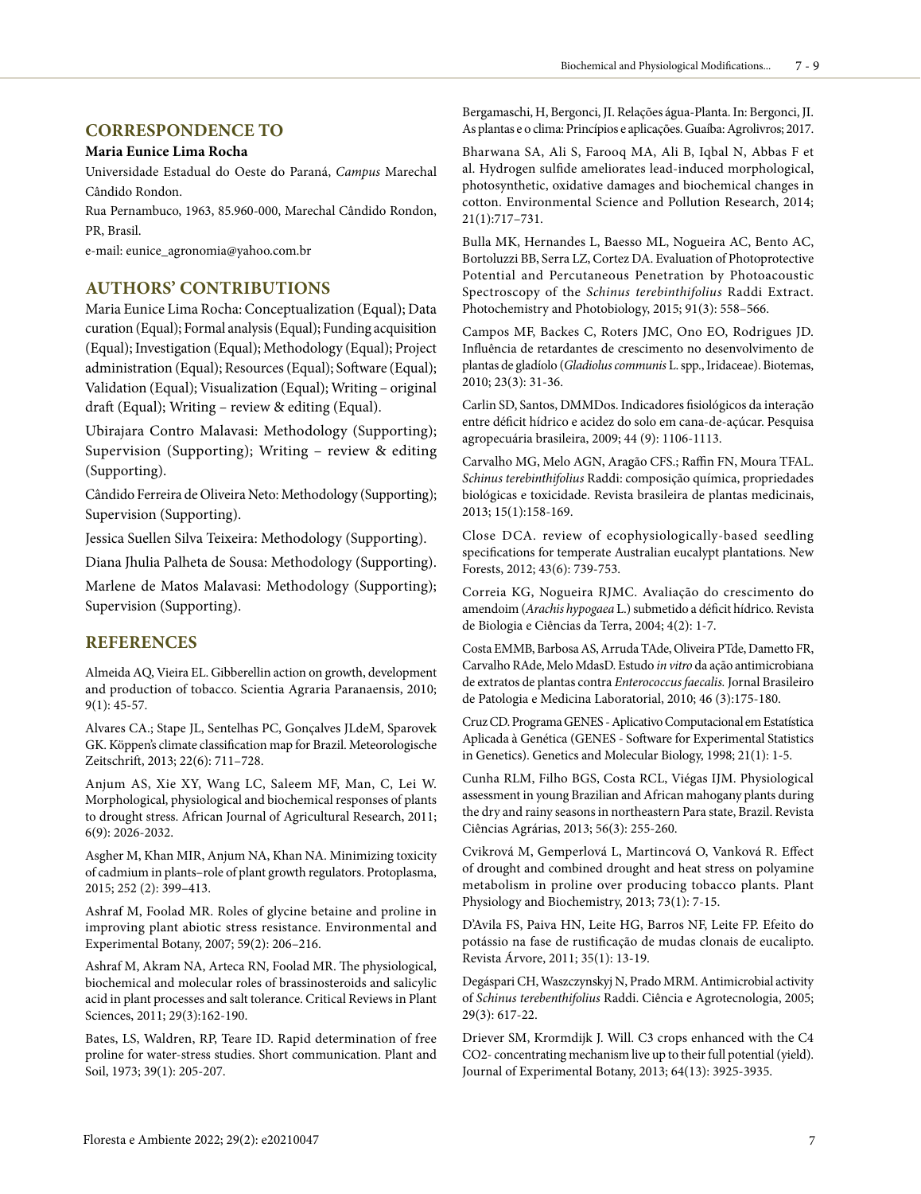## CORRESPONDENCE TO

**Maria Eunice Lima Rocha**

Universidade Estadual do Oeste do Paraná, *Campus* Marechal Cândido Rondon.

Rua Pernambuco, 1963, 85.960-000, Marechal Cândido Rondon, PR, Brasil.

e-mail: eunice_agronomia@yahoo.com.br

## AUTHORS' CONTRIBUTIONS

Maria Eunice Lima Rocha: Conceptualization (Equal); Data curation (Equal); Formal analysis (Equal); Funding acquisition (Equal); Investigation (Equal); Methodology (Equal); Project administration (Equal); Resources (Equal); Software (Equal); Validation (Equal); Visualization (Equal); Writing – original draft (Equal); Writing – review & editing (Equal).

Ubirajara Contro Malavasi: Methodology (Supporting); Supervision (Supporting); Writing – review & editing (Supporting).

Cândido Ferreira de Oliveira Neto: Methodology (Supporting); Supervision (Supporting).

Jessica Suellen Silva Teixeira: Methodology (Supporting).

Diana Jhulia Palheta de Sousa: Methodology (Supporting).

Marlene de Matos Malavasi: Methodology (Supporting); Supervision (Supporting).

## REFERENCES

Almeida AQ, Vieira EL. Gibberellin action on growth, development and production of tobacco. Scientia Agraria Paranaensis, 2010; 9(1): 45-57.

Alvares CA.; Stape JL, Sentelhas PC, Gonçalves JLdeM, Sparovek GK. Köppen's climate classification map for Brazil. Meteorologische Zeitschrift, 2013; 22(6): 711–728.

Anjum AS, Xie XY, Wang LC, Saleem MF, Man, C, Lei W. Morphological, physiological and biochemical responses of plants to drought stress. African Journal of Agricultural Research, 2011; 6(9): 2026-2032.

Asgher M, Khan MIR, Anjum NA, Khan NA. Minimizing toxicity of cadmium in plants–role of plant growth regulators. Protoplasma, 2015; 252 (2): 399–413.

Ashraf M, Foolad MR. Roles of glycine betaine and proline in improving plant abiotic stress resistance. Environmental and Experimental Botany, 2007; 59(2): 206–216.

Ashraf M, Akram NA, Arteca RN, Foolad MR. The physiological, biochemical and molecular roles of brassinosteroids and salicylic acid in plant processes and salt tolerance. Critical Reviews in Plant Sciences, 2011; 29(3):162-190.

Bates, LS, Waldren, RP, Teare ID. Rapid determination of free proline for water-stress studies. Short communication. Plant and Soil, 1973; 39(1): 205-207.

Bergamaschi, H, Bergonci, JI. Relações água-Planta. In: Bergonci, JI. As plantas e o clima: Princípios e aplicações. Guaíba: Agrolivros; 2017.

Bharwana SA, Ali S, Farooq MA, Ali B, Iqbal N, Abbas F et al. Hydrogen sulfide ameliorates lead-induced morphological, photosynthetic, oxidative damages and biochemical changes in cotton. Environmental Science and Pollution Research, 2014; 21(1):717–731.

Bulla MK, Hernandes L, Baesso ML, Nogueira AC, Bento AC, Bortoluzzi BB, Serra LZ, Cortez DA. Evaluation of Photoprotective Potential and Percutaneous Penetration by Photoacoustic Spectroscopy of the *Schinus terebinthifolius* Raddi Extract. Photochemistry and Photobiology, 2015; 91(3): 558–566.

Campos MF, Backes C, Roters JMC, Ono EO, Rodrigues JD. Influência de retardantes de crescimento no desenvolvimento de plantas de gladíolo (*Gladiolus communis* L. spp., Iridaceae). Biotemas, 2010; 23(3): 31-36.

Carlin SD, Santos, DMMDos. Indicadores fisiológicos da interação entre déficit hídrico e acidez do solo em cana-de-açúcar. Pesquisa agropecuária brasileira, 2009; 44 (9): 1106-1113.

Carvalho MG, Melo AGN, Aragão CFS.; Raffin FN, Moura TFAL. *Schinus terebinthifolius* Raddi: composição química, propriedades biológicas e toxicidade. Revista brasileira de plantas medicinais, 2013; 15(1):158-169.

Close DCA. review of ecophysiologically-based seedling specifications for temperate Australian eucalypt plantations. New Forests, 2012; 43(6): 739-753.

Correia KG, Nogueira RJMC. Avaliação do crescimento do amendoim (*Arachis hypogaea* L.) submetido a déficit hídrico. Revista de Biologia e Ciências da Terra, 2004; 4(2): 1-7.

Costa EMMB, Barbosa AS, Arruda TAde, Oliveira PTde, Dametto FR, Carvalho RAde, Melo MdasD. Estudo *in vitro* da ação antimicrobiana de extratos de plantas contra *Enterococcus faecalis.* Jornal Brasileiro de Patologia e Medicina Laboratorial, 2010; 46 (3):175-180.

Cruz CD. Programa GENES - Aplicativo Computacional em Estatística Aplicada à Genética (GENES - Software for Experimental Statistics in Genetics). Genetics and Molecular Biology, 1998; 21(1): 1-5.

Cunha RLM, Filho BGS, Costa RCL, Viégas IJM. Physiological assessment in young Brazilian and African mahogany plants during the dry and rainy seasons in northeastern Para state, Brazil. Revista Ciências Agrárias, 2013; 56(3): 255-260.

Cvikrová M, Gemperlová L, Martincová O, Vanková R. Effect of drought and combined drought and heat stress on polyamine metabolism in proline over producing tobacco plants. Plant Physiology and Biochemistry, 2013; 73(1): 7-15.

D'Avila FS, Paiva HN, Leite HG, Barros NF, Leite FP. Efeito do potássio na fase de rustificação de mudas clonais de eucalipto. Revista Árvore, 2011; 35(1): 13-19.

Degáspari CH, Waszczynskyj N, Prado MRM. Antimicrobial activity of *Schinus terebenthifolius* Raddi. Ciência e Agrotecnologia, 2005; 29(3): 617-22.

Driever SM, Krormdijk J. Will. C3 crops enhanced with the C4 CO2- concentrating mechanism live up to their full potential (yield). Journal of Experimental Botany, 2013; 64(13): 3925-3935.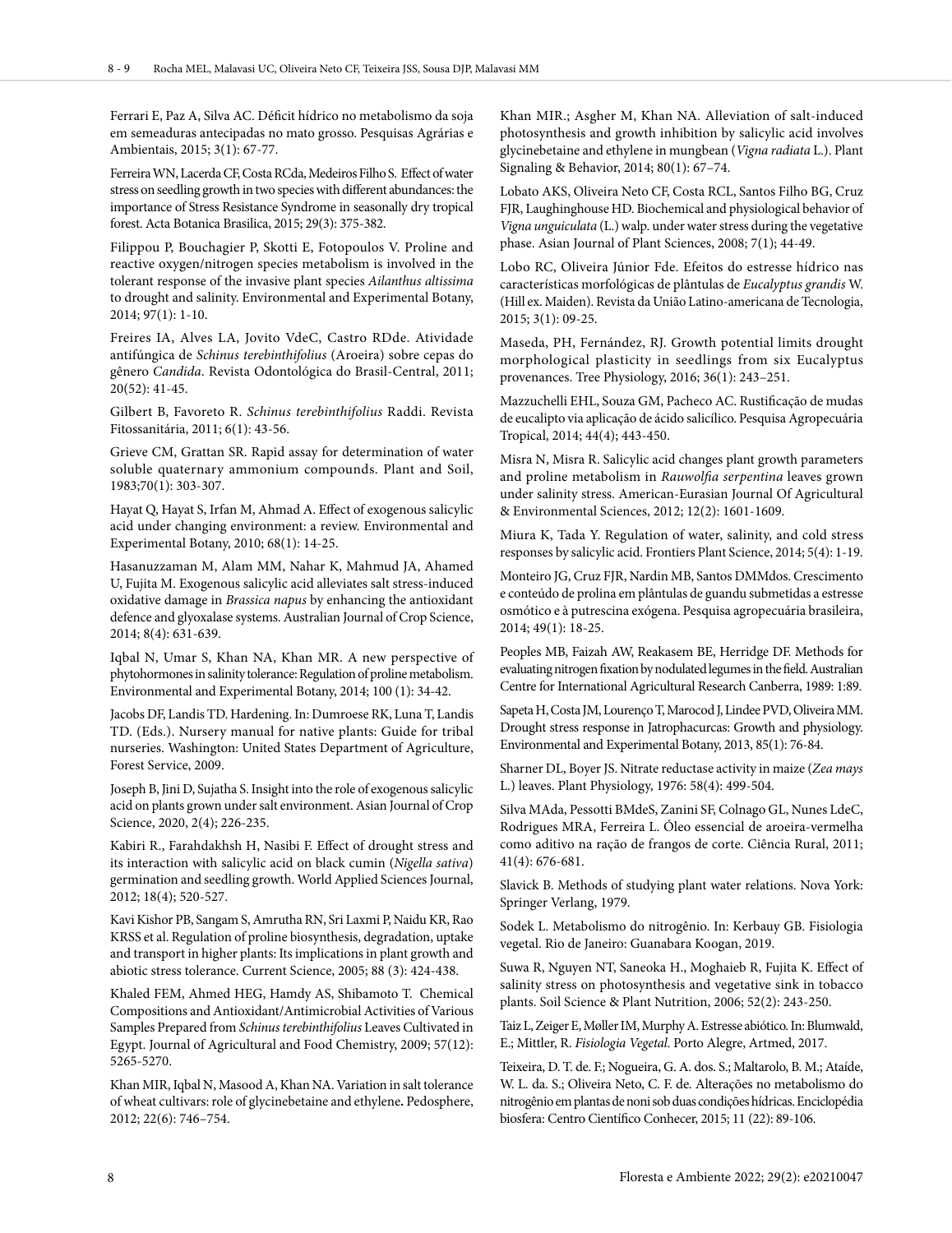Ferrari E, Paz A, Silva AC. Déficit hídrico no metabolismo da soja em semeaduras antecipadas no mato grosso. Pesquisas Agrárias e Ambientais, 2015; 3(1): 67-77.

Ferreira WN, Lacerda CF, Costa RCda, Medeiros Filho S. Effect of water stress on seedling growth in two species with different abundances: the importance of Stress Resistance Syndrome in seasonally dry tropical forest. Acta Botanica Brasilica, 2015; 29(3): 375-382.

Filippou P, Bouchagier P, Skotti E, Fotopoulos V. Proline and reactive oxygen/nitrogen species metabolism is involved in the tolerant response of the invasive plant species *Ailanthus altissima* to drought and salinity. Environmental and Experimental Botany, 2014; 97(1): 1-10.

Freires IA, Alves LA, Jovito VdeC, Castro RDde. Atividade antifúngica de *Schinus terebinthifolius* (Aroeira) sobre cepas do gênero *Candida*. Revista Odontológica do Brasil-Central, 2011; 20(52): 41-45.

Gilbert B, Favoreto R. *Schinus terebinthifolius* Raddi. Revista Fitossanitária, 2011; 6(1): 43-56.

Grieve CM, Grattan SR. Rapid assay for determination of water soluble quaternary ammonium compounds. Plant and Soil, 1983;70(1): 303-307.

Hayat Q, Hayat S, Irfan M, Ahmad A. Effect of exogenous salicylic acid under changing environment: a review. Environmental and Experimental Botany, 2010; 68(1): 14-25.

Hasanuzzaman M, Alam MM, Nahar K, Mahmud JA, Ahamed U, Fujita M. Exogenous salicylic acid alleviates salt stress-induced oxidative damage in *Brassica napus* by enhancing the antioxidant defence and glyoxalase systems. Australian Journal of Crop Science, 2014; 8(4): 631-639.

Iqbal N, Umar S, Khan NA, Khan MR. A new perspective of phytohormones in salinity tolerance: Regulation of proline metabolism. Environmental and Experimental Botany, 2014; 100 (1): 34-42.

Jacobs DF, Landis TD. Hardening. In: Dumroese RK, Luna T, Landis TD. (Eds.). Nursery manual for native plants: Guide for tribal nurseries. Washington: United States Department of Agriculture, Forest Service, 2009.

Joseph B, Jini D, Sujatha S. Insight into the role of exogenous salicylic acid on plants grown under salt environment. Asian Journal of Crop Science, 2020, 2(4); 226-235.

Kabiri R., Farahdakhsh H, Nasibi F. Effect of drought stress and its interaction with salicylic acid on black cumin (*Nigella sativa*) germination and seedling growth. World Applied Sciences Journal, 2012; 18(4); 520-527.

Kavi Kishor PB, Sangam S, Amrutha RN, Sri Laxmi P, Naidu KR, Rao KRSS et al. Regulation of proline biosynthesis, degradation, uptake and transport in higher plants: Its implications in plant growth and abiotic stress tolerance. Current Science, 2005; 88 (3): 424-438.

Khaled FEM, Ahmed HEG, Hamdy AS, Shibamoto T. Chemical Compositions and Antioxidant/Antimicrobial Activities of Various Samples Prepared from *Schinus terebinthifolius* Leaves Cultivated in Egypt. Journal of Agricultural and Food Chemistry, 2009; 57(12): 5265-5270.

Khan MIR, Iqbal N, Masood A, Khan NA. Variation in salt tolerance of wheat cultivars: role of glycinebetaine and ethylene**.** Pedosphere, 2012; 22(6): 746–754.

Khan MIR.; Asgher M, Khan NA. Alleviation of salt-induced photosynthesis and growth inhibition by salicylic acid involves glycinebetaine and ethylene in mungbean (*Vigna radiata* L.). Plant Signaling & Behavior, 2014; 80(1): 67–74.

Lobato AKS, Oliveira Neto CF, Costa RCL, Santos Filho BG, Cruz FJR, Laughinghouse HD. Biochemical and physiological behavior of *Vigna unguiculata* (L.) walp. under water stress during the vegetative phase. Asian Journal of Plant Sciences, 2008; 7(1); 44-49.

Lobo RC, Oliveira Júnior Fde. Efeitos do estresse hídrico nas características morfológicas de plântulas de *Eucalyptus grandis* W. (Hill ex. Maiden). Revista da União Latino-americana de Tecnologia, 2015; 3(1): 09-25.

Maseda, PH, Fernández, RJ. Growth potential limits drought morphological plasticity in seedlings from six Eucalyptus provenances. Tree Physiology, 2016; 36(1): 243–251.

Mazzuchelli EHL, Souza GM, Pacheco AC. Rustificação de mudas de eucalipto via aplicação de ácido salicílico. Pesquisa Agropecuária Tropical, 2014; 44(4); 443-450.

Misra N, Misra R. Salicylic acid changes plant growth parameters and proline metabolism in *Rauwolfia serpentina* leaves grown under salinity stress. American-Eurasian Journal Of Agricultural & Environmental Sciences, 2012; 12(2): 1601-1609.

Miura K, Tada Y. Regulation of water, salinity, and cold stress responses by salicylic acid. Frontiers Plant Science, 2014; 5(4): 1-19.

Monteiro JG, Cruz FJR, Nardin MB, Santos DMMdos. Crescimento e conteúdo de prolina em plântulas de guandu submetidas a estresse osmótico e à putrescina exógena. Pesquisa agropecuária brasileira, 2014; 49(1): 18-25.

Peoples MB, Faizah AW, Reakasem BE, Herridge DF. Methods for evaluating nitrogen fixation by nodulated legumes in the field. Australian Centre for International Agricultural Research Canberra, 1989: 1:89.

Sapeta H, Costa JM, Lourenço T, Marocod J, Lindee PVD, Oliveira MM. Drought stress response in Jatrophacurcas: Growth and physiology. Environmental and Experimental Botany, 2013, 85(1): 76-84.

Sharner DL, Boyer JS. Nitrate reductase activity in maize (*Zea mays* L.) leaves. Plant Physiology, 1976: 58(4): 499-504.

Silva MAda, Pessotti BMdeS, Zanini SF, Colnago GL, Nunes LdeC, Rodrigues MRA, Ferreira L. Óleo essencial de aroeira-vermelha como aditivo na ração de frangos de corte. Ciência Rural, 2011; 41(4): 676-681.

Slavick B. Methods of studying plant water relations. Nova York: Springer Verlang, 1979.

Sodek L. Metabolismo do nitrogênio. In: Kerbauy GB. Fisiologia vegetal. Rio de Janeiro: Guanabara Koogan, 2019.

Suwa R, Nguyen NT, Saneoka H., Moghaieb R, Fujita K. Effect of salinity stress on photosynthesis and vegetative sink in tobacco plants. Soil Science & Plant Nutrition, 2006; 52(2): 243-250.

Taiz L, Zeiger E, Møller IM, Murphy A. Estresse abiótico. In: Blumwald, E.; Mittler, R. *Fisiologia Vegetal*. Porto Alegre, Artmed, 2017.

Teixeira, D. T. de. F.; Nogueira, G. A. dos. S.; Maltarolo, B. M.; Ataíde, W. L. da. S.; Oliveira Neto, C. F. de. Alterações no metabolismo do nitrogênio em plantas de noni sob duas condições hídricas. Enciclopédia biosfera: Centro Científico Conhecer, 2015; 11 (22): 89-106.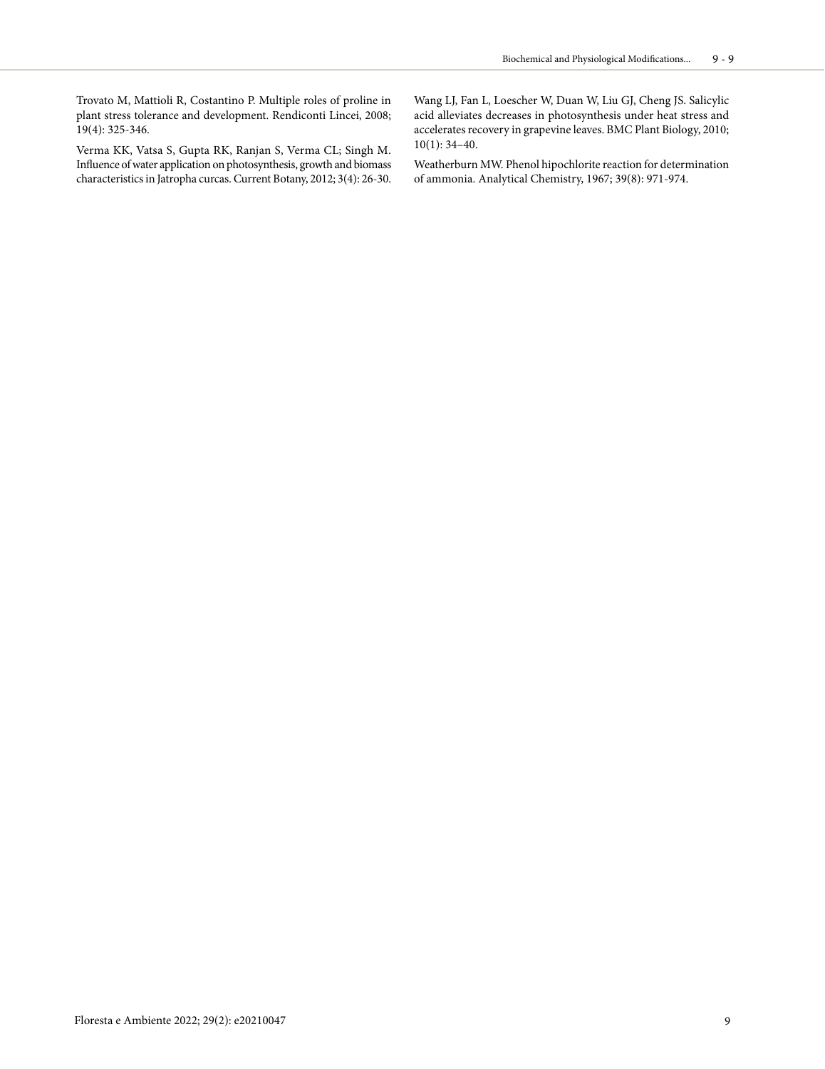Trovato M, Mattioli R, Costantino P. Multiple roles of proline in plant stress tolerance and development. Rendiconti Lincei, 2008; 19(4): 325-346.

Verma KK, Vatsa S, Gupta RK, Ranjan S, Verma CL; Singh M. Influence of water application on photosynthesis, growth and biomass characteristics in Jatropha curcas. Current Botany, 2012; 3(4): 26-30.

Wang LJ, Fan L, Loescher W, Duan W, Liu GJ, Cheng JS. Salicylic acid alleviates decreases in photosynthesis under heat stress and accelerates recovery in grapevine leaves. BMC Plant Biology, 2010; 10(1): 34–40.

Weatherburn MW. Phenol hipochlorite reaction for determination of ammonia. Analytical Chemistry, 1967; 39(8): 971-974.